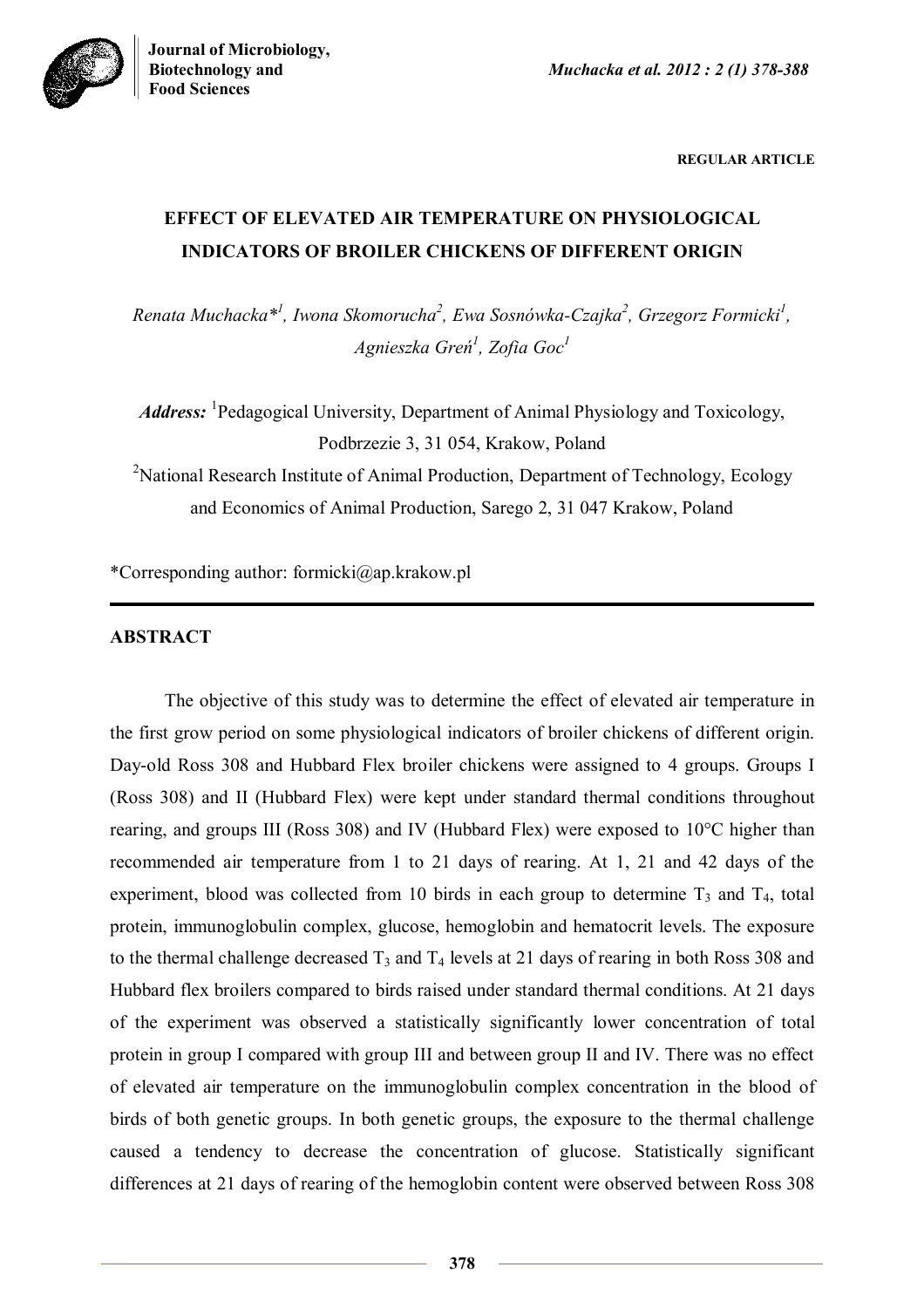REGULAR ARTICLE

# EFFECT OF ELEVATED AIR TEMPERATURE ON PHYSIOLOGICAL INDICATORS OF BROILER CHICKENS OF DIFFERENT ORIGIN

*Renata Muchacka*[*1], Iwona Skomorucha[2], Ewa Sosnówka-Czajka[2], Grzegorz Formicki[1], Agnieszka Greń[1], Zofia Goc[1]*

***Address:*** [1]Pedagogical University, Department of Animal Physiology and Toxicology, Podbrzezie 3, 31 054, Krakow, Poland

[2]National Research Institute of Animal Production, Department of Technology, Ecology and Economics of Animal Production, Sarego 2, 31 047 Krakow, Poland

*Corresponding author: formicki@ap.krakow.pl

## ABSTRACT

The objective of this study was to determine the effect of elevated air temperature in the first grow period on some physiological indicators of broiler chickens of different origin. Day-old Ross 308 and Hubbard Flex broiler chickens were assigned to 4 groups. Groups I (Ross 308) and II (Hubbard Flex) were kept under standard thermal conditions throughout rearing, and groups III (Ross 308) and IV (Hubbard Flex) were exposed to 10°C higher than recommended air temperature from 1 to 21 days of rearing. At 1, 21 and 42 days of the experiment, blood was collected from 10 birds in each group to determine $T_3$ and $T_4$, total protein, immunoglobulin complex, glucose, hemoglobin and hematocrit levels. The exposure to the thermal challenge decreased $T_3$ and $T_4$ levels at 21 days of rearing in both Ross 308 and Hubbard flex broilers compared to birds raised under standard thermal conditions. At 21 days of the experiment was observed a statistically significantly lower concentration of total protein in group I compared with group III and between group II and IV. There was no effect of elevated air temperature on the immunoglobulin complex concentration in the blood of birds of both genetic groups. In both genetic groups, the exposure to the thermal challenge caused a tendency to decrease the concentration of glucose. Statistically significant differences at 21 days of rearing of the hemoglobin content were observed between Ross 308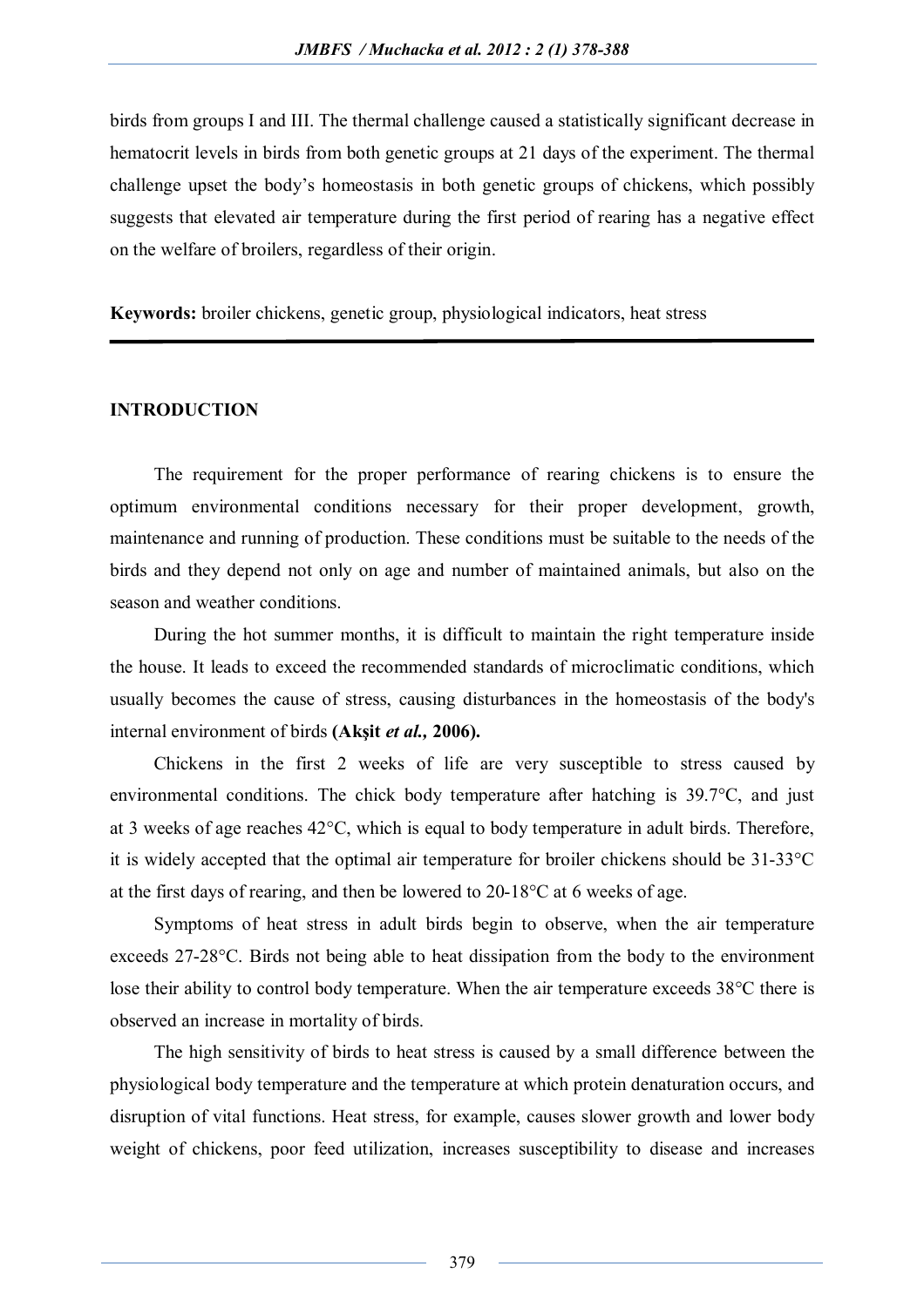birds from groups I and III. The thermal challenge caused a statistically significant decrease in hematocrit levels in birds from both genetic groups at 21 days of the experiment. The thermal challenge upset the body's homeostasis in both genetic groups of chickens, which possibly suggests that elevated air temperature during the first period of rearing has a negative effect on the welfare of broilers, regardless of their origin.

**Keywords:** broiler chickens, genetic group, physiological indicators, heat stress

## INTRODUCTION

The requirement for the proper performance of rearing chickens is to ensure the optimum environmental conditions necessary for their proper development, growth, maintenance and running of production. These conditions must be suitable to the needs of the birds and they depend not only on age and number of maintained animals, but also on the season and weather conditions.

During the hot summer months, it is difficult to maintain the right temperature inside the house. It leads to exceed the recommended standards of microclimatic conditions, which usually becomes the cause of stress, causing disturbances in the homeostasis of the body's internal environment of birds **(Akşit *et al.,* 2006).**

Chickens in the first 2 weeks of life are very susceptible to stress caused by environmental conditions. The chick body temperature after hatching is 39.7°C, and just at 3 weeks of age reaches 42°C, which is equal to body temperature in adult birds. Therefore, it is widely accepted that the optimal air temperature for broiler chickens should be 31-33°C at the first days of rearing, and then be lowered to 20-18°C at 6 weeks of age.

Symptoms of heat stress in adult birds begin to observe, when the air temperature exceeds 27-28°C. Birds not being able to heat dissipation from the body to the environment lose their ability to control body temperature. When the air temperature exceeds 38°C there is observed an increase in mortality of birds.

The high sensitivity of birds to heat stress is caused by a small difference between the physiological body temperature and the temperature at which protein denaturation occurs, and disruption of vital functions. Heat stress, for example, causes slower growth and lower body weight of chickens, poor feed utilization, increases susceptibility to disease and increases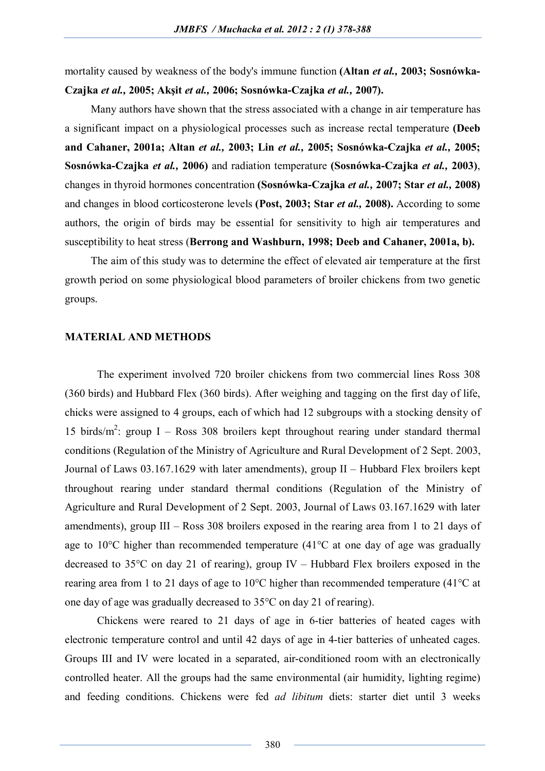mortality caused by weakness of the body's immune function **(Altan *et al.,* 2003; Sosnówka-Czajka *et al.,* 2005; Akşit *et al.,* 2006; Sosnówka-Czajka *et al.,* 2007).**

Many authors have shown that the stress associated with a change in air temperature has a significant impact on a physiological processes such as increase rectal temperature **(Deeb and Cahaner, 2001a; Altan *et al.,* 2003; Lin *et al.,* 2005; Sosnówka-Czajka *et al.,* 2005; Sosnówka-Czajka *et al.,* 2006)** and radiation temperature **(Sosnówka-Czajka *et al.,* 2003)**, changes in thyroid hormones concentration **(Sosnówka-Czajka *et al.,* 2007; Star *et al.,* 2008)** and changes in blood corticosterone levels **(Post, 2003; Star *et al.,* 2008).** According to some authors, the origin of birds may be essential for sensitivity to high air temperatures and susceptibility to heat stress (**Berrong and Washburn, 1998; Deeb and Cahaner, 2001a, b).**

The aim of this study was to determine the effect of elevated air temperature at the first growth period on some physiological blood parameters of broiler chickens from two genetic groups.

## MATERIAL AND METHODS

The experiment involved 720 broiler chickens from two commercial lines Ross 308 (360 birds) and Hubbard Flex (360 birds). After weighing and tagging on the first day of life, chicks were assigned to 4 groups, each of which had 12 subgroups with a stocking density of 15 birds/m$^2$: group I – Ross 308 broilers kept throughout rearing under standard thermal conditions (Regulation of the Ministry of Agriculture and Rural Development of 2 Sept. 2003, Journal of Laws 03.167.1629 with later amendments), group II – Hubbard Flex broilers kept throughout rearing under standard thermal conditions (Regulation of the Ministry of Agriculture and Rural Development of 2 Sept. 2003, Journal of Laws 03.167.1629 with later amendments), group III – Ross 308 broilers exposed in the rearing area from 1 to 21 days of age to 10°C higher than recommended temperature (41°C at one day of age was gradually decreased to 35°C on day 21 of rearing), group IV – Hubbard Flex broilers exposed in the rearing area from 1 to 21 days of age to 10°C higher than recommended temperature (41°C at one day of age was gradually decreased to 35°C on day 21 of rearing).

Chickens were reared to 21 days of age in 6-tier batteries of heated cages with electronic temperature control and until 42 days of age in 4-tier batteries of unheated cages. Groups III and IV were located in a separated, air-conditioned room with an electronically controlled heater. All the groups had the same environmental (air humidity, lighting regime) and feeding conditions. Chickens were fed *ad libitum* diets: starter diet until 3 weeks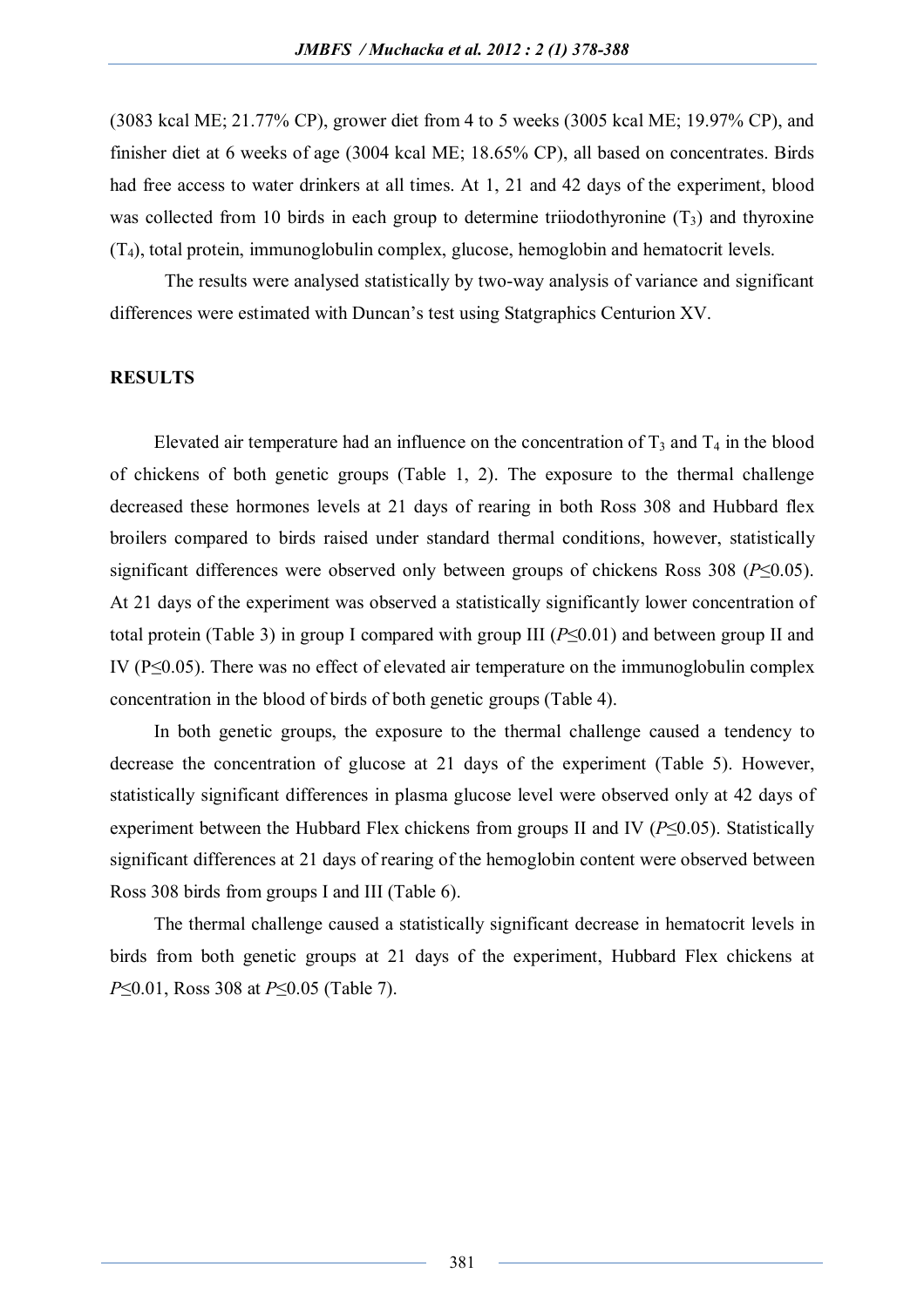(3083 kcal ME; 21.77% CP), grower diet from 4 to 5 weeks (3005 kcal ME; 19.97% CP), and finisher diet at 6 weeks of age (3004 kcal ME; 18.65% CP), all based on concentrates. Birds had free access to water drinkers at all times. At 1, 21 and 42 days of the experiment, blood was collected from 10 birds in each group to determine triiodothyronine ($T_3$) and thyroxine ($T_4$), total protein, immunoglobulin complex, glucose, hemoglobin and hematocrit levels.

The results were analysed statistically by two-way analysis of variance and significant differences were estimated with Duncan's test using Statgraphics Centurion XV.

## RESULTS

Elevated air temperature had an influence on the concentration of $T_3$ and $T_4$ in the blood of chickens of both genetic groups (Table 1, 2). The exposure to the thermal challenge decreased these hormones levels at 21 days of rearing in both Ross 308 and Hubbard flex broilers compared to birds raised under standard thermal conditions, however, statistically significant differences were observed only between groups of chickens Ross 308 ($P \leq 0.05$). At 21 days of the experiment was observed a statistically significantly lower concentration of total protein (Table 3) in group I compared with group III ($P \leq 0.01$) and between group II and IV ($P \leq 0.05$). There was no effect of elevated air temperature on the immunoglobulin complex concentration in the blood of birds of both genetic groups (Table 4).

In both genetic groups, the exposure to the thermal challenge caused a tendency to decrease the concentration of glucose at 21 days of the experiment (Table 5). However, statistically significant differences in plasma glucose level were observed only at 42 days of experiment between the Hubbard Flex chickens from groups II and IV ($P \leq 0.05$). Statistically significant differences at 21 days of rearing of the hemoglobin content were observed between Ross 308 birds from groups I and III (Table 6).

The thermal challenge caused a statistically significant decrease in hematocrit levels in birds from both genetic groups at 21 days of the experiment, Hubbard Flex chickens at $P \leq 0.01$, Ross 308 at $P \leq 0.05$ (Table 7).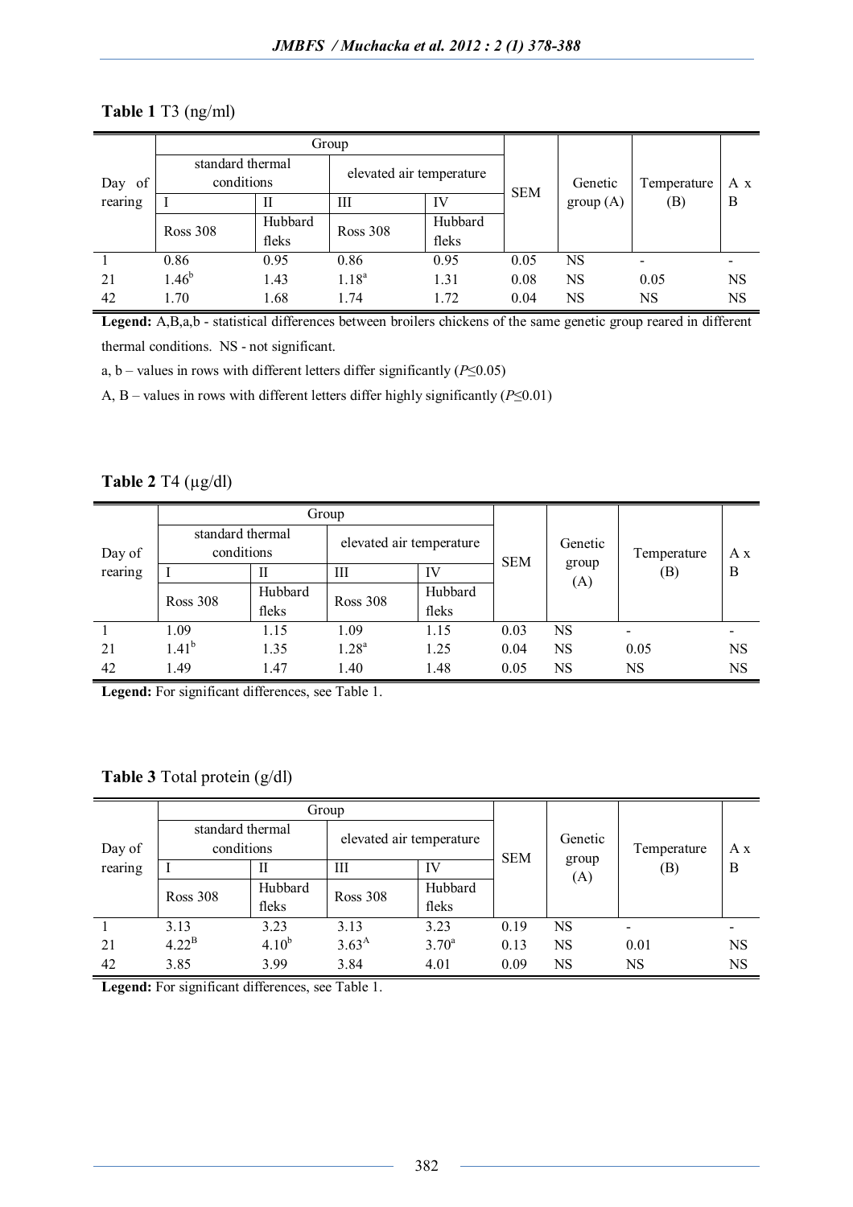**Table 1** T3 (ng/ml)

| Day of rearing | Group | | | | SEM | Genetic group (A) | Temperature (B) | A x B |
|---|---|---|---|---|---|---|---|---|
| | standard thermal conditions | | elevated air temperature | | | | | |
| | I | II | III | IV | | | | |
| | Ross 308 | Hubbard fleks | Ross 308 | Hubbard fleks | | | | |
| 1 | 0.86 | 0.95 | 0.86 | 0.95 | 0.05 | NS | - | - |
| 21 | $1.46^{b}$ | 1.43 | $1.18^{a}$ | 1.31 | 0.08 | NS | 0.05 | NS |
| 42 | 1.70 | 1.68 | 1.74 | 1.72 | 0.04 | NS | NS | NS |

**Legend:** A,B,a,b - statistical differences between broilers chickens of the same genetic group reared in different thermal conditions. NS - not significant.

a, b – values in rows with different letters differ significantly ($P \leq 0.05$)

A, B – values in rows with different letters differ highly significantly ($P \leq 0.01$)

**Table 2** T4 (μg/dl)

| Day of rearing | Group | | | | SEM | Genetic group (A) | Temperature (B) | A x B |
|---|---|---|---|---|---|---|---|---|
| | standard thermal conditions | | elevated air temperature | | | | | |
| | I | II | III | IV | | | | |
| | Ross 308 | Hubbard fleks | Ross 308 | Hubbard fleks | | | | |
| 1 | 1.09 | 1.15 | 1.09 | 1.15 | 0.03 | NS | - | - |
| 21 | $1.41^{b}$ | 1.35 | $1.28^{a}$ | 1.25 | 0.04 | NS | 0.05 | NS |
| 42 | 1.49 | 1.47 | 1.40 | 1.48 | 0.05 | NS | NS | NS |

**Legend:** For significant differences, see Table 1.

**Table 3** Total protein (g/dl)

| Day of rearing | Group | | | | SEM | Genetic group (A) | Temperature (B) | A x B |
|---|---|---|---|---|---|---|---|---|
| | standard thermal conditions | | elevated air temperature | | | | | |
| | I | II | III | IV | | | | |
| | Ross 308 | Hubbard fleks | Ross 308 | Hubbard fleks | | | | |
| 1 | 3.13 | 3.23 | 3.13 | 3.23 | 0.19 | NS | - | - |
| 21 | $4.22^{B}$ | $4.10^{b}$ | $3.63^{A}$ | $3.70^{a}$ | 0.13 | NS | 0.01 | NS |
| 42 | 3.85 | 3.99 | 3.84 | 4.01 | 0.09 | NS | NS | NS |

**Legend:** For significant differences, see Table 1.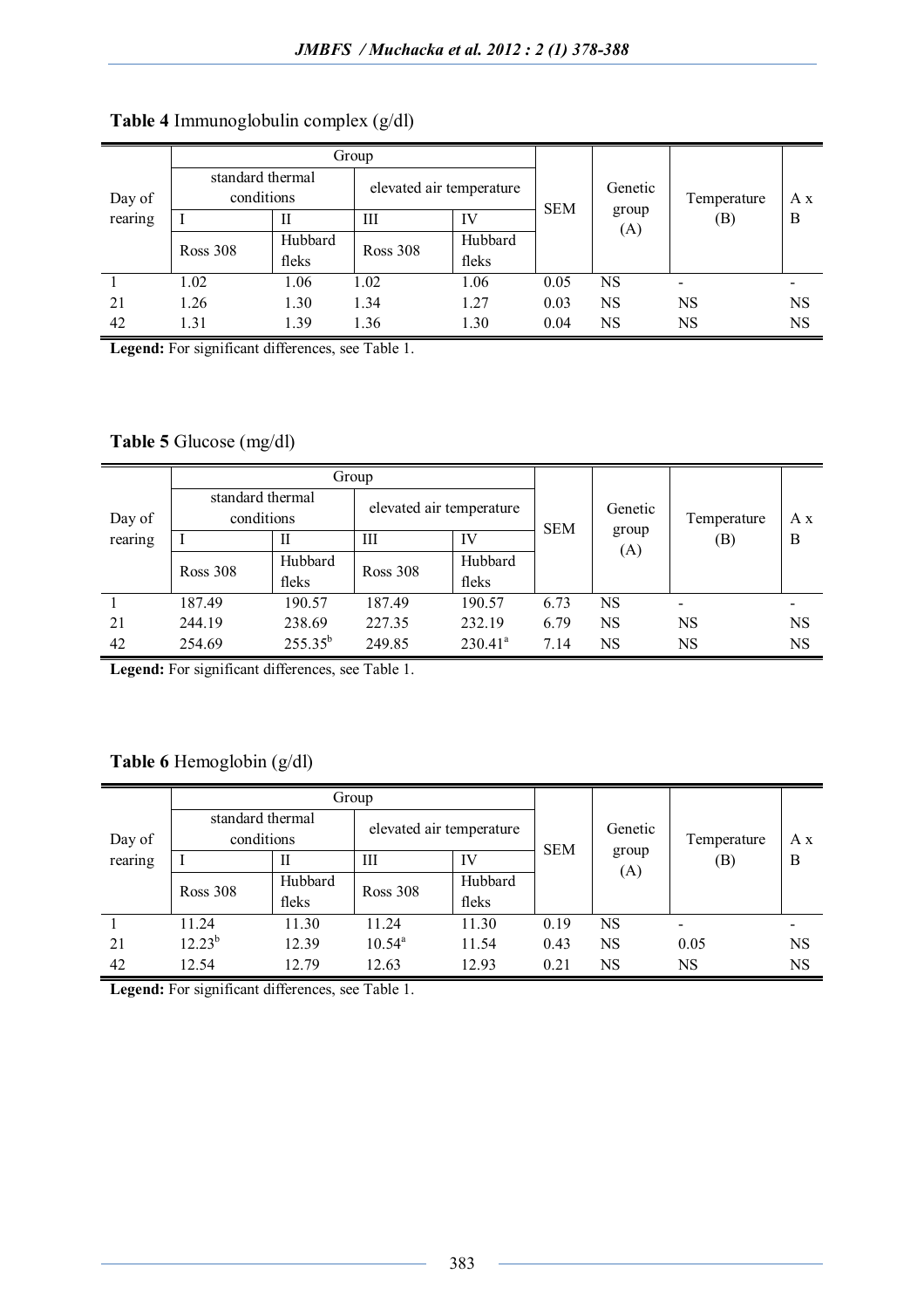**Table 4** Immunoglobulin complex (g/dl)

| Day of rearing | Group | | | | SEM | Genetic group (A) | Temperature (B) | A x B |
|---|---|---|---|---|---|---|---|---|
| | standard thermal conditions | | elevated air temperature | | | | | |
| | I | II | III | IV | | | | |
| | Ross 308 | Hubbard fleks | Ross 308 | Hubbard fleks | | | | |
| 1 | 1.02 | 1.06 | 1.02 | 1.06 | 0.05 | NS | - | - |
| 21 | 1.26 | 1.30 | 1.34 | 1.27 | 0.03 | NS | NS | NS |
| 42 | 1.31 | 1.39 | 1.36 | 1.30 | 0.04 | NS | NS | NS |

**Legend:** For significant differences, see Table 1.

**Table 5** Glucose (mg/dl)

| Day of rearing | Group | | | | SEM | Genetic group (A) | Temperature (B) | A x B |
|---|---|---|---|---|---|---|---|---|
| | standard thermal conditions | | elevated air temperature | | | | | |
| | I | II | III | IV | | | | |
| | Ross 308 | Hubbard fleks | Ross 308 | Hubbard fleks | | | | |
| 1 | 187.49 | 190.57 | 187.49 | 190.57 | 6.73 | NS | - | - |
| 21 | 244.19 | 238.69 | 227.35 | 232.19 | 6.79 | NS | NS | NS |
| 42 | 254.69 | $255.35^{b}$ | 249.85 | $230.41^{a}$ | 7.14 | NS | NS | NS |

**Legend:** For significant differences, see Table 1.

**Table 6** Hemoglobin (g/dl)

| Day of rearing | Group | | | | SEM | Genetic group (A) | Temperature (B) | A x B |
|---|---|---|---|---|---|---|---|---|
| | standard thermal conditions | | elevated air temperature | | | | | |
| | I | II | III | IV | | | | |
| | Ross 308 | Hubbard fleks | Ross 308 | Hubbard fleks | | | | |
| 1 | 11.24 | 11.30 | 11.24 | 11.30 | 0.19 | NS | - | - |
| 21 | $12.23^{b}$ | 12.39 | $10.54^{a}$ | 11.54 | 0.43 | NS | 0.05 | NS |
| 42 | 12.54 | 12.79 | 12.63 | 12.93 | 0.21 | NS | NS | NS |

**Legend:** For significant differences, see Table 1.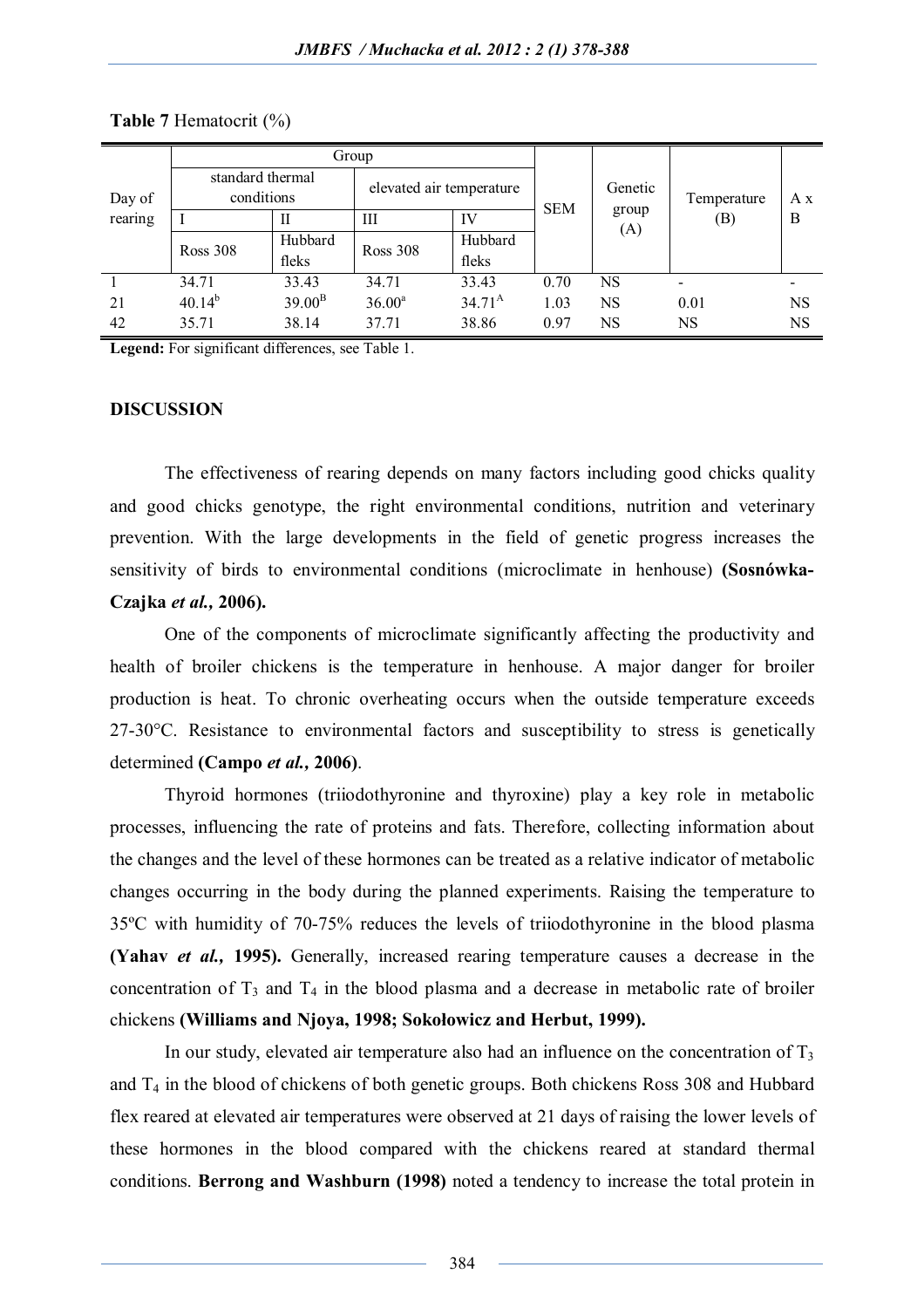**Table 7** Hematocrit (%)

| Day of rearing | Group | | | | SEM | Genetic group (A) | Temperature (B) | A x B |
|---|---|---|---|---|---|---|---|---|
| | standard thermal conditions | | elevated air temperature | | | | | |
| | I | II | III | IV | | | | |
| | Ross 308 | Hubbard fleks | Ross 308 | Hubbard fleks | | | | |
| 1 | 34.71 | 33.43 | 34.71 | 33.43 | 0.70 | NS | - | - |
| 21 | $40.14^{b}$ | $39.00^{B}$ | $36.00^{a}$ | $34.71^{A}$ | 1.03 | NS | 0.01 | NS |
| 42 | 35.71 | 38.14 | 37.71 | 38.86 | 0.97 | NS | NS | NS |

**Legend:** For significant differences, see Table 1.

## DISCUSSION

The effectiveness of rearing depends on many factors including good chicks quality and good chicks genotype, the right environmental conditions, nutrition and veterinary prevention. With the large developments in the field of genetic progress increases the sensitivity of birds to environmental conditions (microclimate in henhouse) **(Sosnówka-Czajka *et al.*, 2006).**

One of the components of microclimate significantly affecting the productivity and health of broiler chickens is the temperature in henhouse. A major danger for broiler production is heat. To chronic overheating occurs when the outside temperature exceeds 27-30°C. Resistance to environmental factors and susceptibility to stress is genetically determined **(Campo *et al.*, 2006)**.

Thyroid hormones (triiodothyronine and thyroxine) play a key role in metabolic processes, influencing the rate of proteins and fats. Therefore, collecting information about the changes and the level of these hormones can be treated as a relative indicator of metabolic changes occurring in the body during the planned experiments. Raising the temperature to 35ºC with humidity of 70-75% reduces the levels of triiodothyronine in the blood plasma **(Yahav *et al.*, 1995).** Generally, increased rearing temperature causes a decrease in the concentration of $T_3$ and $T_4$ in the blood plasma and a decrease in metabolic rate of broiler chickens **(Williams and Njoya, 1998; Sokołowicz and Herbut, 1999).**

In our study, elevated air temperature also had an influence on the concentration of $T_3$ and $T_4$ in the blood of chickens of both genetic groups. Both chickens Ross 308 and Hubbard flex reared at elevated air temperatures were observed at 21 days of raising the lower levels of these hormones in the blood compared with the chickens reared at standard thermal conditions. **Berrong and Washburn (1998)** noted a tendency to increase the total protein in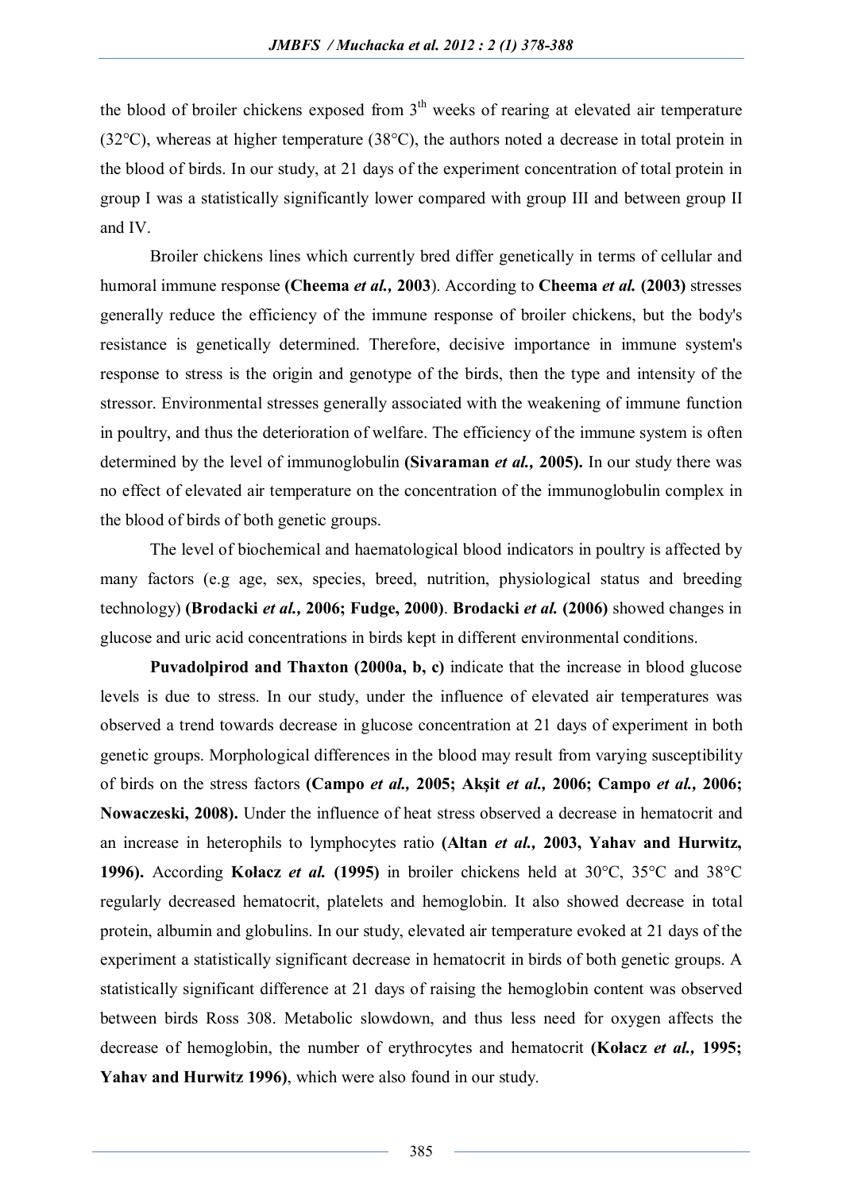the blood of broiler chickens exposed from 3[th] weeks of rearing at elevated air temperature (32°C), whereas at higher temperature (38°C), the authors noted a decrease in total protein in the blood of birds. In our study, at 21 days of the experiment concentration of total protein in group I was a statistically significantly lower compared with group III and between group II and IV.

Broiler chickens lines which currently bred differ genetically in terms of cellular and humoral immune response **(Cheema *et al.*, 2003**). According to **Cheema *et al.* (2003)** stresses generally reduce the efficiency of the immune response of broiler chickens, but the body's resistance is genetically determined. Therefore, decisive importance in immune system's response to stress is the origin and genotype of the birds, then the type and intensity of the stressor. Environmental stresses generally associated with the weakening of immune function in poultry, and thus the deterioration of welfare. The efficiency of the immune system is often determined by the level of immunoglobulin **(Sivaraman *et al.*, 2005).** In our study there was no effect of elevated air temperature on the concentration of the immunoglobulin complex in the blood of birds of both genetic groups.

The level of biochemical and haematological blood indicators in poultry is affected by many factors (e.g age, sex, species, breed, nutrition, physiological status and breeding technology) **(Brodacki *et al.*, 2006; Fudge, 2000)**. **Brodacki *et al.* (2006)** showed changes in glucose and uric acid concentrations in birds kept in different environmental conditions.

**Puvadolpirod and Thaxton (2000a, b, c)** indicate that the increase in blood glucose levels is due to stress. In our study, under the influence of elevated air temperatures was observed a trend towards decrease in glucose concentration at 21 days of experiment in both genetic groups. Morphological differences in the blood may result from varying susceptibility of birds on the stress factors **(Campo *et al.*, 2005; Akşit *et al.*, 2006; Campo *et al.*, 2006; Nowaczeski, 2008).** Under the influence of heat stress observed a decrease in hematocrit and an increase in heterophils to lymphocytes ratio **(Altan *et al.*, 2003, Yahav and Hurwitz, 1996).** According **Kołacz *et al.* (1995)** in broiler chickens held at 30°C, 35°C and 38°C regularly decreased hematocrit, platelets and hemoglobin. It also showed decrease in total protein, albumin and globulins. In our study, elevated air temperature evoked at 21 days of the experiment a statistically significant decrease in hematocrit in birds of both genetic groups. A statistically significant difference at 21 days of raising the hemoglobin content was observed between birds Ross 308. Metabolic slowdown, and thus less need for oxygen affects the decrease of hemoglobin, the number of erythrocytes and hematocrit **(Kołacz *et al.*, 1995; Yahav and Hurwitz 1996)**, which were also found in our study.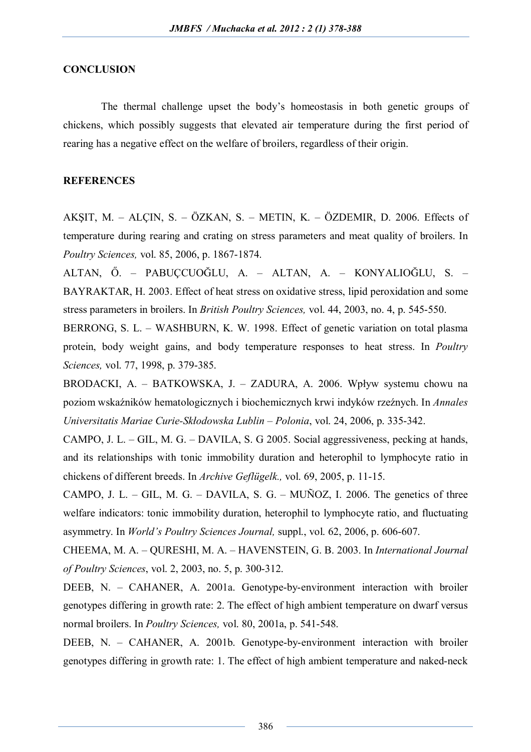## CONCLUSION

The thermal challenge upset the body's homeostasis in both genetic groups of chickens, which possibly suggests that elevated air temperature during the first period of rearing has a negative effect on the welfare of broilers, regardless of their origin.

## REFERENCES

AKŞIT, M. – ALÇIN, S. – ÖZKAN, S. – METIN, K. – ÖZDEMIR, D. 2006. Effects of temperature during rearing and crating on stress parameters and meat quality of broilers. In *Poultry Sciences,* vol. 85, 2006, p. 1867-1874.

ALTAN, Ő. – PABUÇCUOĞLU, A. – ALTAN, A. – KONYALIOĞLU, S. – BAYRAKTAR, H. 2003. Effect of heat stress on oxidative stress, lipid peroxidation and some stress parameters in broilers. In *British Poultry Sciences,* vol. 44, 2003, no. 4, p. 545-550.

BERRONG, S. L. – WASHBURN, K. W. 1998. Effect of genetic variation on total plasma protein, body weight gains, and body temperature responses to heat stress. In *Poultry Sciences,* vol. 77, 1998, p. 379-385.

BRODACKI, A. – BATKOWSKA, J. – ZADURA, A. 2006. Wpływ systemu chowu na poziom wskaźników hematologicznych i biochemicznych krwi indyków rzeźnych. In *Annales Universitatis Mariae Curie-Skłodowska Lublin – Polonia*, vol. 24, 2006, p. 335-342.

CAMPO, J. L. – GIL, M. G. – DAVILA, S. G 2005. Social aggressiveness, pecking at hands, and its relationships with tonic immobility duration and heterophil to lymphocyte ratio in chickens of different breeds. In *Archive Geflügelk.,* vol. 69, 2005, p. 11-15.

CAMPO, J. L. – GIL, M. G. – DAVILA, S. G. – MUÑOZ, I. 2006. The genetics of three welfare indicators: tonic immobility duration, heterophil to lymphocyte ratio, and fluctuating asymmetry. In *World's Poultry Sciences Journal,* suppl., vol. 62, 2006, p. 606-607.

CHEEMA, M. A. – QURESHI, M. A. – HAVENSTEIN, G. B. 2003. In *International Journal of Poultry Sciences*, vol. 2, 2003, no. 5, p. 300-312.

DEEB, N. – CAHANER, A. 2001a. Genotype-by-environment interaction with broiler genotypes differing in growth rate: 2. The effect of high ambient temperature on dwarf versus normal broilers. In *Poultry Sciences,* vol. 80, 2001a, p. 541-548.

DEEB, N. – CAHANER, A. 2001b. Genotype-by-environment interaction with broiler genotypes differing in growth rate: 1. The effect of high ambient temperature and naked-neck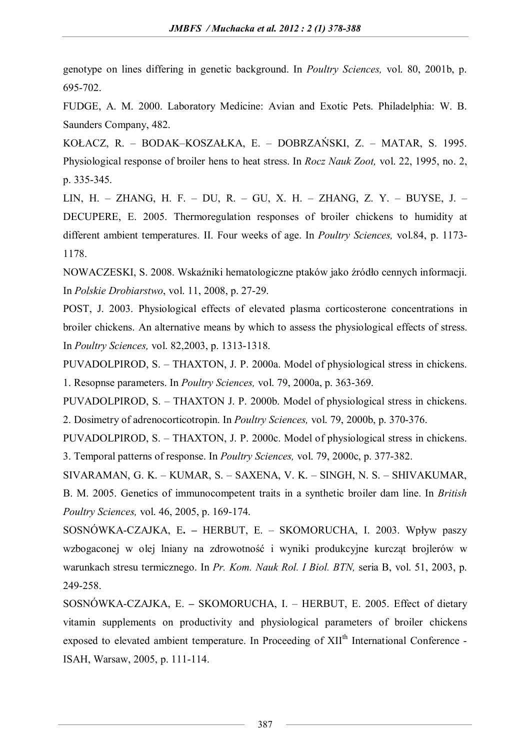genotype on lines differing in genetic background. In *Poultry Sciences,* vol. 80, 2001b, p. 695-702.

FUDGE, A. M. 2000. Laboratory Medicine: Avian and Exotic Pets. Philadelphia: W. B. Saunders Company, 482.

KOŁACZ, R. – BODAK–KOSZAŁKA, E. – DOBRZAŃSKI, Z. – MATAR, S. 1995. Physiological response of broiler hens to heat stress. In *Rocz Nauk Zoot,* vol. 22, 1995, no. 2, p. 335-345.

LIN, H. – ZHANG, H. F. – DU, R. – GU, X. H. – ZHANG, Z. Y. – BUYSE, J. – DECUPERE, E. 2005. Thermoregulation responses of broiler chickens to humidity at different ambient temperatures. II. Four weeks of age. In *Poultry Sciences,* vol.84, p. 1173-1178.

NOWACZESKI, S. 2008. Wskaźniki hematologiczne ptaków jako źródło cennych informacji. In *Polskie Drobiarstwo*, vol. 11, 2008, p. 27-29.

POST, J. 2003. Physiological effects of elevated plasma corticosterone concentrations in broiler chickens. An alternative means by which to assess the physiological effects of stress. In *Poultry Sciences,* vol. 82,2003, p. 1313-1318.

PUVADOLPIROD, S. – THAXTON, J. P. 2000a. Model of physiological stress in chickens. 1. Resopnse parameters. In *Poultry Sciences,* vol. 79, 2000a, p. 363-369.

PUVADOLPIROD, S. – THAXTON J. P. 2000b. Model of physiological stress in chickens. 2. Dosimetry of adrenocorticotropin. In *Poultry Sciences,* vol. 79, 2000b, p. 370-376.

PUVADOLPIROD, S. – THAXTON, J. P. 2000c. Model of physiological stress in chickens. 3. Temporal patterns of response. In *Poultry Sciences,* vol. 79, 2000c, p. 377-382.

SIVARAMAN, G. K. – KUMAR, S. – SAXENA, V. K. – SINGH, N. S. – SHIVAKUMAR, B. M. 2005. Genetics of immunocompetent traits in a synthetic broiler dam line. In *British Poultry Sciences,* vol. 46, 2005, p. 169-174.

SOSNÓWKA-CZAJKA, E**.** – HERBUT, E. – SKOMORUCHA, I. 2003. Wpływ paszy wzbogaconej w olej lniany na zdrowotność i wyniki produkcyjne kurcząt brojlerów w warunkach stresu termicznego. In *Pr. Kom. Nauk Rol. I Biol. BTN,* seria B, vol. 51, 2003, p. 249-258.

SOSNÓWKA-CZAJKA, E. **–** SKOMORUCHA, I. – HERBUT, E. 2005. Effect of dietary vitamin supplements on productivity and physiological parameters of broiler chickens exposed to elevated ambient temperature. In Proceeding of XII$^{th}$ International Conference - ISAH, Warsaw, 2005, p. 111-114.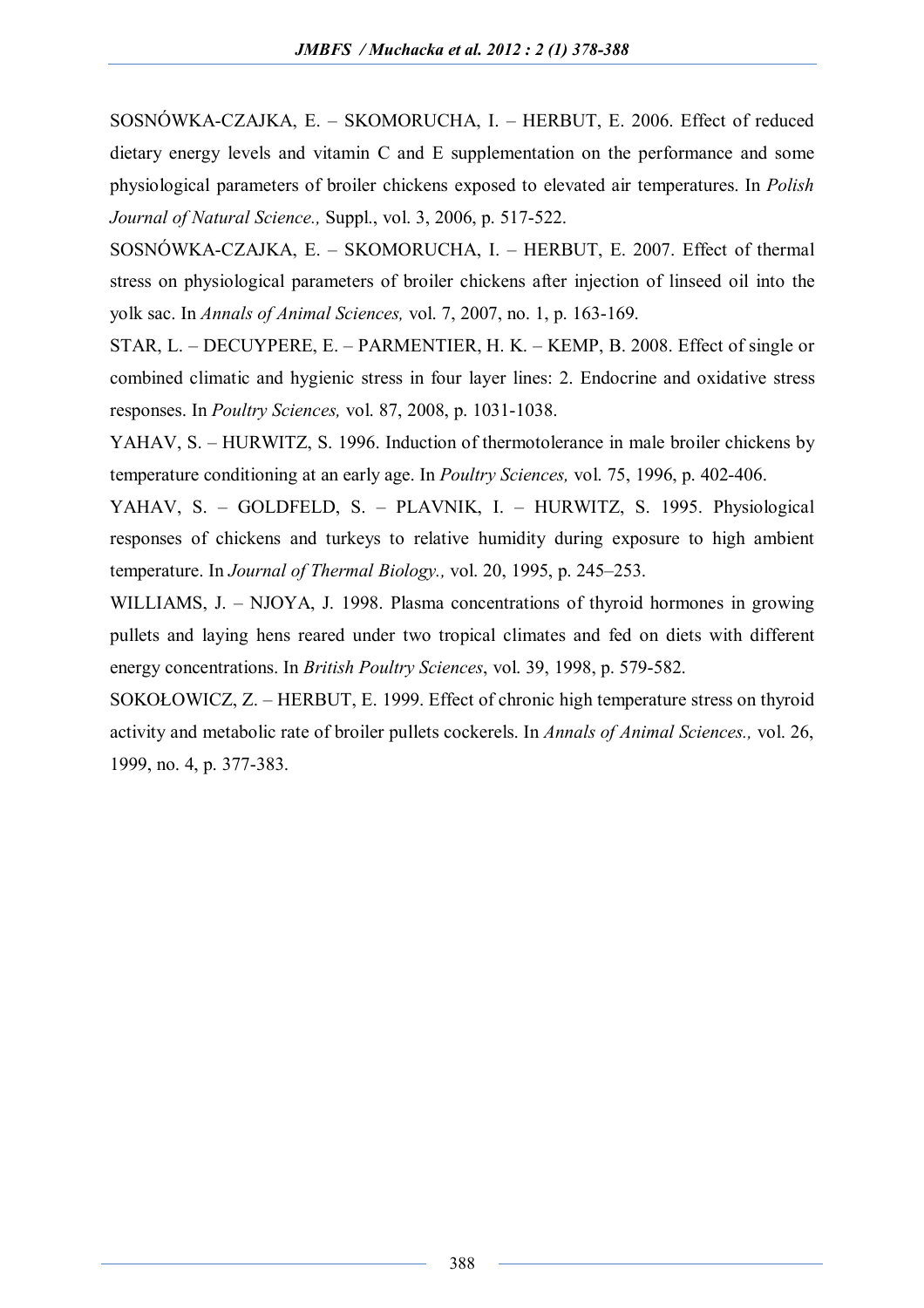SOSNÓWKA-CZAJKA, E. – SKOMORUCHA, I. – HERBUT, E. 2006. Effect of reduced dietary energy levels and vitamin C and E supplementation on the performance and some physiological parameters of broiler chickens exposed to elevated air temperatures. In *Polish Journal of Natural Science.,* Suppl., vol. 3, 2006, p. 517-522.

SOSNÓWKA-CZAJKA, E. – SKOMORUCHA, I. – HERBUT, E. 2007. Effect of thermal stress on physiological parameters of broiler chickens after injection of linseed oil into the yolk sac. In *Annals of Animal Sciences,* vol. 7, 2007, no. 1, p. 163-169.

STAR, L. – DECUYPERE, E. – PARMENTIER, H. K. – KEMP, B. 2008. Effect of single or combined climatic and hygienic stress in four layer lines: 2. Endocrine and oxidative stress responses. In *Poultry Sciences,* vol. 87, 2008, p. 1031-1038.

YAHAV, S. – HURWITZ, S. 1996. Induction of thermotolerance in male broiler chickens by temperature conditioning at an early age. In *Poultry Sciences,* vol. 75, 1996, p. 402-406.

YAHAV, S. – GOLDFELD, S. – PLAVNIK, I. – HURWITZ, S. 1995. Physiological responses of chickens and turkeys to relative humidity during exposure to high ambient temperature. In *Journal of Thermal Biology.,* vol. 20, 1995, p. 245–253.

WILLIAMS, J. – NJOYA, J. 1998. Plasma concentrations of thyroid hormones in growing pullets and laying hens reared under two tropical climates and fed on diets with different energy concentrations. In *British Poultry Sciences*, vol. 39, 1998, p. 579-582.

SOKOŁOWICZ, Z. – HERBUT, E. 1999. Effect of chronic high temperature stress on thyroid activity and metabolic rate of broiler pullets cockerels. In *Annals of Animal Sciences.,* vol. 26, 1999, no. 4, p. 377-383.